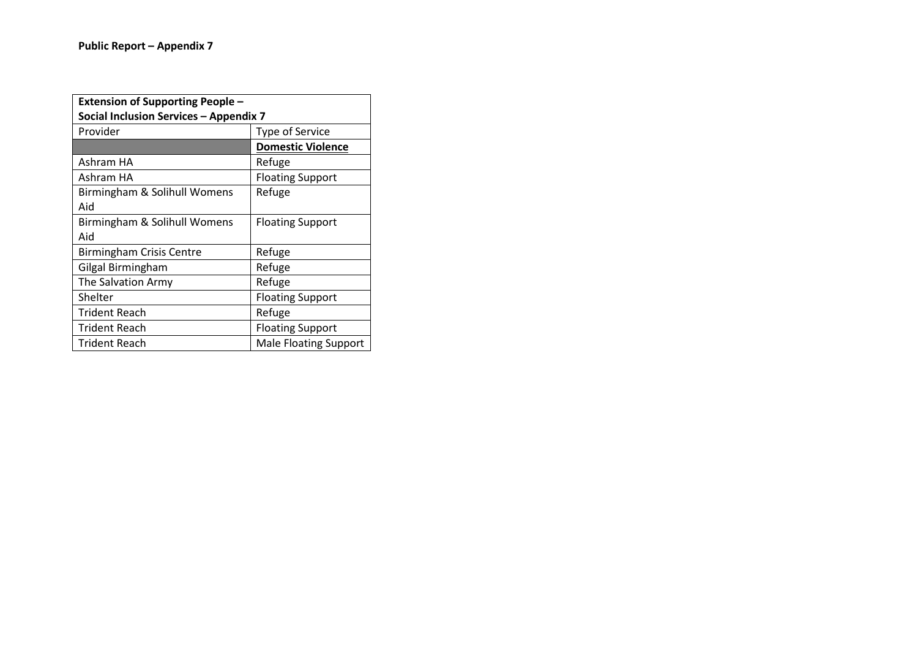**Public Report – Appendix 7**

| **Extension of Supporting People – Social Inclusion Services – Appendix 7** | |
|---|---|
| Provider | Type of Service |
| | **Domestic Violence** |
| Ashram HA | Refuge |
| Ashram HA | Floating Support |
| Birmingham & Solihull Womens Aid | Refuge |
| Birmingham & Solihull Womens Aid | Floating Support |
| Birmingham Crisis Centre | Refuge |
| Gilgal Birmingham | Refuge |
| The Salvation Army | Refuge |
| Shelter | Floating Support |
| Trident Reach | Refuge |
| Trident Reach | Floating Support |
| Trident Reach | Male Floating Support |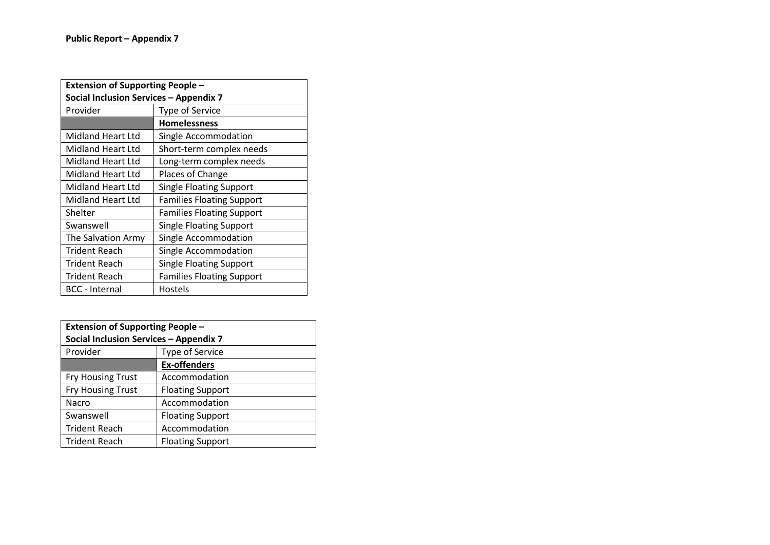**Public Report – Appendix 7**

| **Extension of Supporting People – Social Inclusion Services – Appendix 7** | |
|---|---|
| Provider | Type of Service |
| | **Homelessness** |
| Midland Heart Ltd | Single Accommodation |
| Midland Heart Ltd | Short-term complex needs |
| Midland Heart Ltd | Long-term complex needs |
| Midland Heart Ltd | Places of Change |
| Midland Heart Ltd | Single Floating Support |
| Midland Heart Ltd | Families Floating Support |
| Shelter | Families Floating Support |
| Swanswell | Single Floating Support |
| The Salvation Army | Single Accommodation |
| Trident Reach | Single Accommodation |
| Trident Reach | Single Floating Support |
| Trident Reach | Families Floating Support |
| BCC - Internal | Hostels |

| **Extension of Supporting People – Social Inclusion Services – Appendix 7** | |
|---|---|
| Provider | Type of Service |
| | **Ex-offenders** |
| Fry Housing Trust | Accommodation |
| Fry Housing Trust | Floating Support |
| Nacro | Accommodation |
| Swanswell | Floating Support |
| Trident Reach | Accommodation |
| Trident Reach | Floating Support |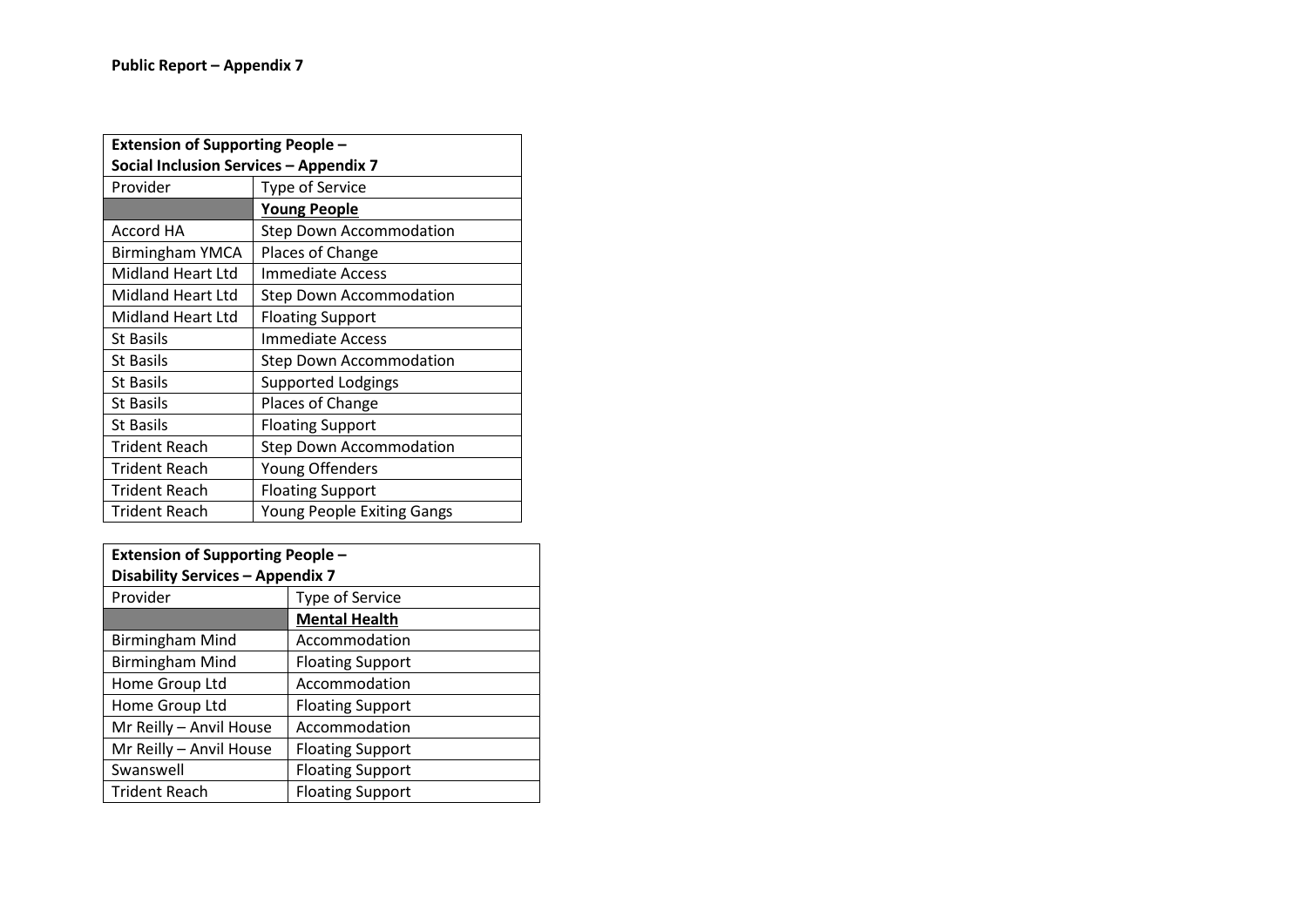**Public Report – Appendix 7**

| **Extension of Supporting People – Social Inclusion Services – Appendix 7** | |
|---|---|
| Provider | Type of Service |
| | **Young People** |
| Accord HA | Step Down Accommodation |
| Birmingham YMCA | Places of Change |
| Midland Heart Ltd | Immediate Access |
| Midland Heart Ltd | Step Down Accommodation |
| Midland Heart Ltd | Floating Support |
| St Basils | Immediate Access |
| St Basils | Step Down Accommodation |
| St Basils | Supported Lodgings |
| St Basils | Places of Change |
| St Basils | Floating Support |
| Trident Reach | Step Down Accommodation |
| Trident Reach | Young Offenders |
| Trident Reach | Floating Support |
| Trident Reach | Young People Exiting Gangs |

| **Extension of Supporting People – Disability Services – Appendix 7** | |
|---|---|
| Provider | Type of Service |
| | **Mental Health** |
| Birmingham Mind | Accommodation |
| Birmingham Mind | Floating Support |
| Home Group Ltd | Accommodation |
| Home Group Ltd | Floating Support |
| Mr Reilly – Anvil House | Accommodation |
| Mr Reilly – Anvil House | Floating Support |
| Swanswell | Floating Support |
| Trident Reach | Floating Support |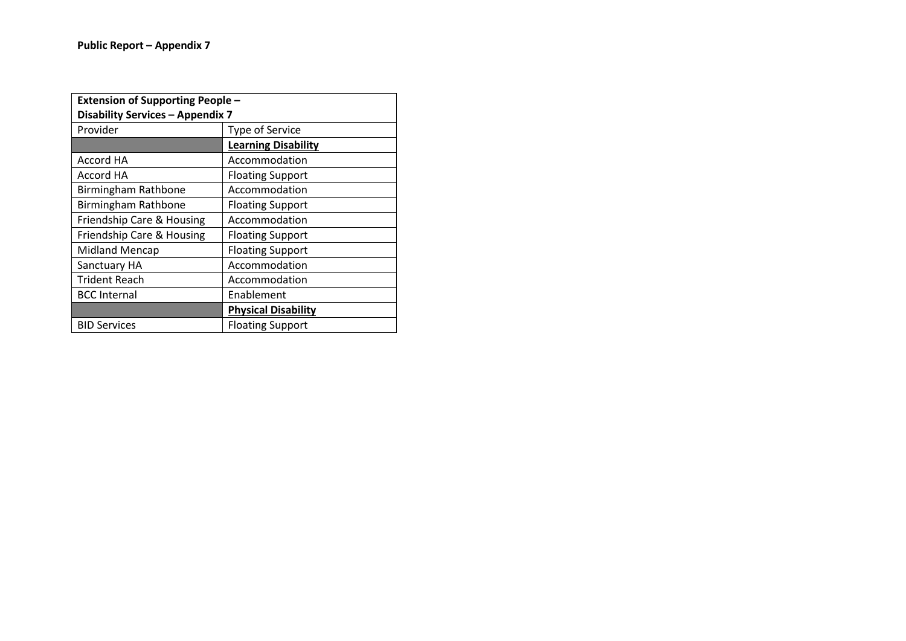**Public Report – Appendix 7**

| **Extension of Supporting People – Disability Services – Appendix 7** | |
|---|---|
| Provider | Type of Service |
| | **Learning Disability** |
| Accord HA | Accommodation |
| Accord HA | Floating Support |
| Birmingham Rathbone | Accommodation |
| Birmingham Rathbone | Floating Support |
| Friendship Care & Housing | Accommodation |
| Friendship Care & Housing | Floating Support |
| Midland Mencap | Floating Support |
| Sanctuary HA | Accommodation |
| Trident Reach | Accommodation |
| BCC Internal | Enablement |
| | **Physical Disability** |
| BID Services | Floating Support |